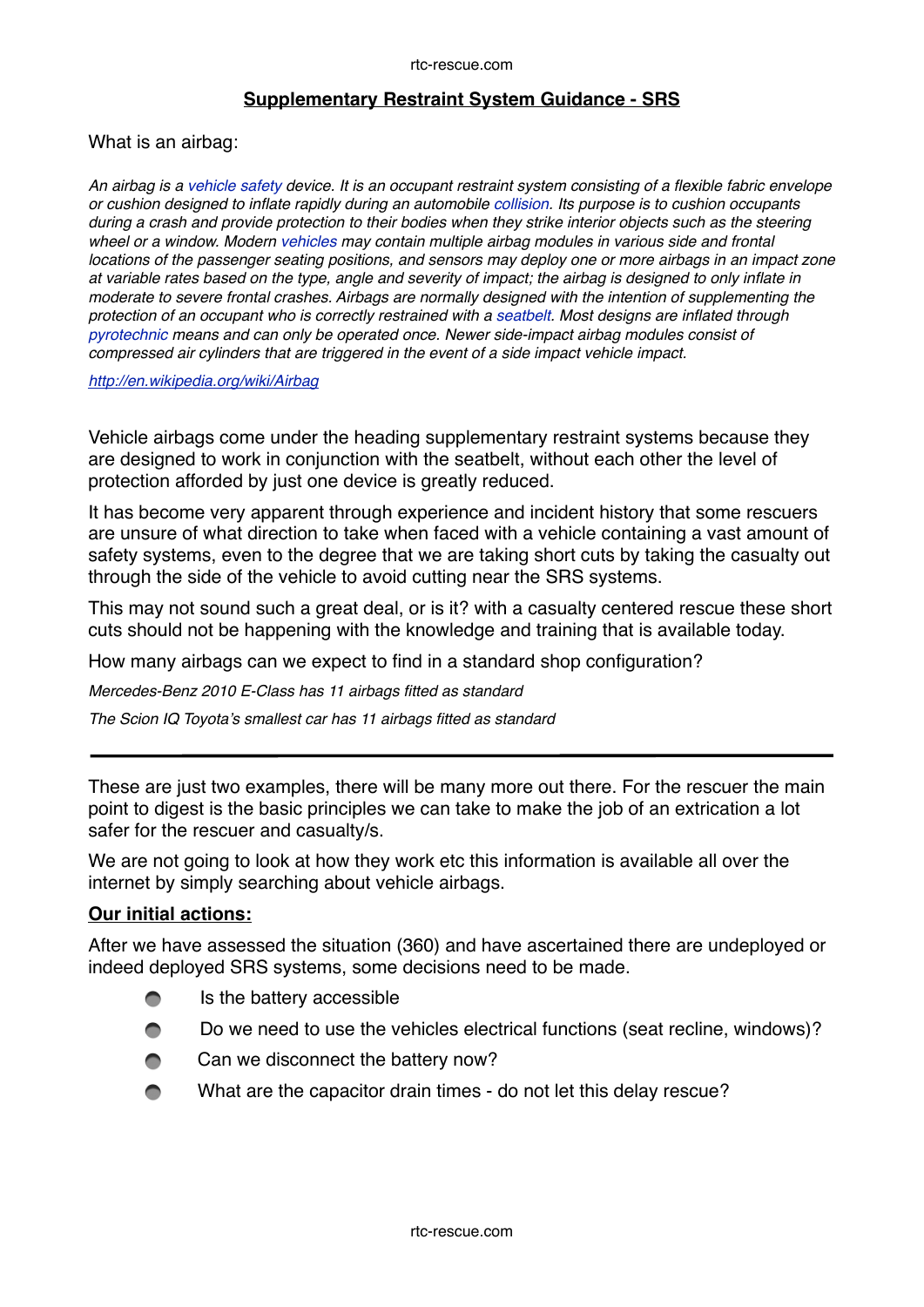## Supplementary Restraint System Guidance - SRS

What is an airbag:

*An airbag is a vehicle safety device. It is an occupant restraint system consisting of a flexible fabric envelope or cushion designed to inflate rapidly during an automobile collision. Its purpose is to cushion occupants during a crash and provide protection to their bodies when they strike interior objects such as the steering wheel or a window. Modern vehicles may contain multiple airbag modules in various side and frontal locations of the passenger seating positions, and sensors may deploy one or more airbags in an impact zone at variable rates based on the type, angle and severity of impact; the airbag is designed to only inflate in moderate to severe frontal crashes. Airbags are normally designed with the intention of supplementing the protection of an occupant who is correctly restrained with a seatbelt. Most designs are inflated through pyrotechnic means and can only be operated once. Newer side-impact airbag modules consist of compressed air cylinders that are triggered in the event of a side impact vehicle impact.*

*http://en.wikipedia.org/wiki/Airbag*

Vehicle airbags come under the heading supplementary restraint systems because they are designed to work in conjunction with the seatbelt, without each other the level of protection afforded by just one device is greatly reduced.

It has become very apparent through experience and incident history that some rescuers are unsure of what direction to take when faced with a vehicle containing a vast amount of safety systems, even to the degree that we are taking short cuts by taking the casualty out through the side of the vehicle to avoid cutting near the SRS systems.

This may not sound such a great deal, or is it? with a casualty centered rescue these short cuts should not be happening with the knowledge and training that is available today.

How many airbags can we expect to find in a standard shop configuration?

*Mercedes-Benz 2010 E-Class has 11 airbags fitted as standard*

*The Scion IQ Toyota's smallest car has 11 airbags fitted as standard*

---

These are just two examples, there will be many more out there. For the rescuer the main point to digest is the basic principles we can take to make the job of an extrication a lot safer for the rescuer and casualty/s.

We are not going to look at how they work etc this information is available all over the internet by simply searching about vehicle airbags.

**Our initial actions:**

After we have assessed the situation (360) and have ascertained there are undeployed or indeed deployed SRS systems, some decisions need to be made.

- Is the battery accessible
- Do we need to use the vehicles electrical functions (seat recline, windows)?
- Can we disconnect the battery now?
- What are the capacitor drain times - do not let this delay rescue?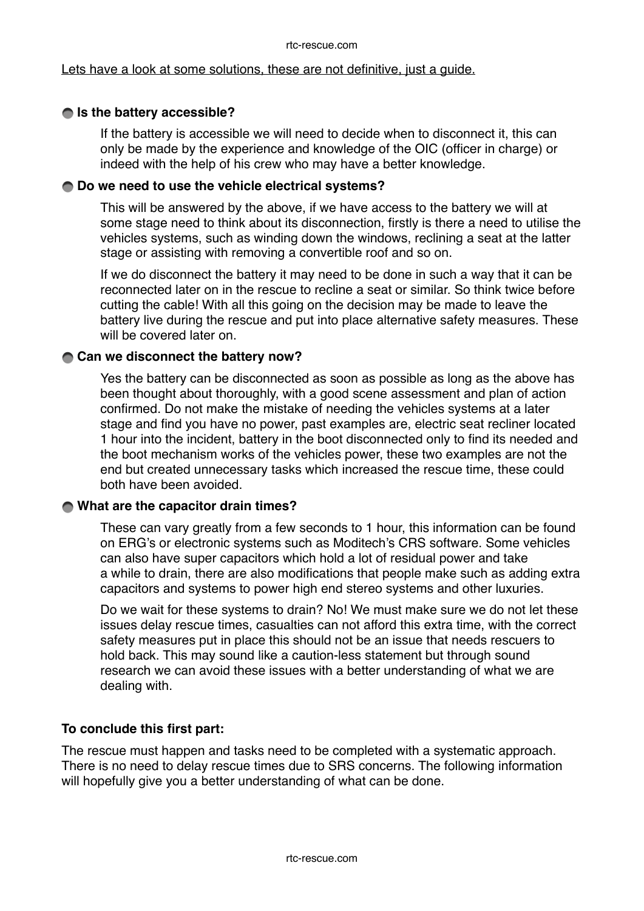Lets have a look at some solutions, these are not definitive, just a guide.

- **Is the battery accessible?**

  If the battery is accessible we will need to decide when to disconnect it, this can only be made by the experience and knowledge of the OIC (officer in charge) or indeed with the help of his crew who may have a better knowledge.

- **Do we need to use the vehicle electrical systems?**

  This will be answered by the above, if we have access to the battery we will at some stage need to think about its disconnection, firstly is there a need to utilise the vehicles systems, such as winding down the windows, reclining a seat at the latter stage or assisting with removing a convertible roof and so on.

  If we do disconnect the battery it may need to be done in such a way that it can be reconnected later on in the rescue to recline a seat or similar. So think twice before cutting the cable! With all this going on the decision may be made to leave the battery live during the rescue and put into place alternative safety measures. These will be covered later on.

- **Can we disconnect the battery now?**

  Yes the battery can be disconnected as soon as possible as long as the above has been thought about thoroughly, with a good scene assessment and plan of action confirmed. Do not make the mistake of needing the vehicles systems at a later stage and find you have no power, past examples are, electric seat recliner located 1 hour into the incident, battery in the boot disconnected only to find its needed and the boot mechanism works of the vehicles power, these two examples are not the end but created unnecessary tasks which increased the rescue time, these could both have been avoided.

- **What are the capacitor drain times?**

  These can vary greatly from a few seconds to 1 hour, this information can be found on ERG's or electronic systems such as Moditech's CRS software. Some vehicles can also have super capacitors which hold a lot of residual power and take a while to drain, there are also modifications that people make such as adding extra capacitors and systems to power high end stereo systems and other luxuries.

  Do we wait for these systems to drain? No! We must make sure we do not let these issues delay rescue times, casualties can not afford this extra time, with the correct safety measures put in place this should not be an issue that needs rescuers to hold back. This may sound like a caution-less statement but through sound research we can avoid these issues with a better understanding of what we are dealing with.

**To conclude this first part:**

The rescue must happen and tasks need to be completed with a systematic approach. There is no need to delay rescue times due to SRS concerns. The following information will hopefully give you a better understanding of what can be done.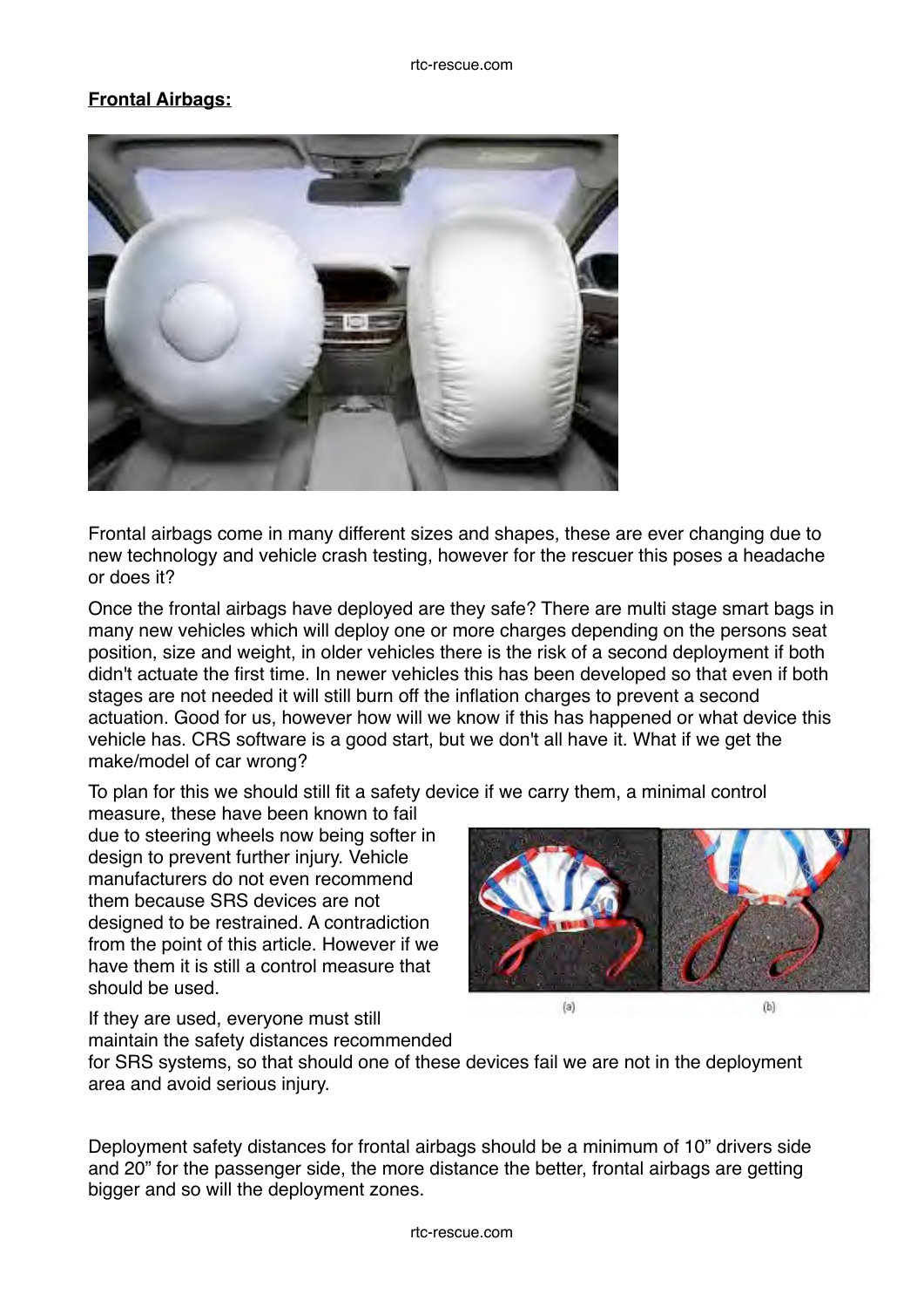**Frontal Airbags:**

Frontal airbags come in many different sizes and shapes, these are ever changing due to new technology and vehicle crash testing, however for the rescuer this poses a headache or does it?

Once the frontal airbags have deployed are they safe? There are multi stage smart bags in many new vehicles which will deploy one or more charges depending on the persons seat position, size and weight, in older vehicles there is the risk of a second deployment if both didn't actuate the first time. In newer vehicles this has been developed so that even if both stages are not needed it will still burn off the inflation charges to prevent a second actuation. Good for us, however how will we know if this has happened or what device this vehicle has. CRS software is a good start, but we don't all have it. What if we get the make/model of car wrong?

To plan for this we should still fit a safety device if we carry them, a minimal control measure, these have been known to fail due to steering wheels now being softer in design to prevent further injury. Vehicle manufacturers do not even recommend them because SRS devices are not designed to be restrained. A contradiction from the point of this article. However if we have them it is still a control measure that should be used.

(a) (b)

If they are used, everyone must still maintain the safety distances recommended for SRS systems, so that should one of these devices fail we are not in the deployment area and avoid serious injury.

Deployment safety distances for frontal airbags should be a minimum of 10" drivers side and 20" for the passenger side, the more distance the better, frontal airbags are getting bigger and so will the deployment zones.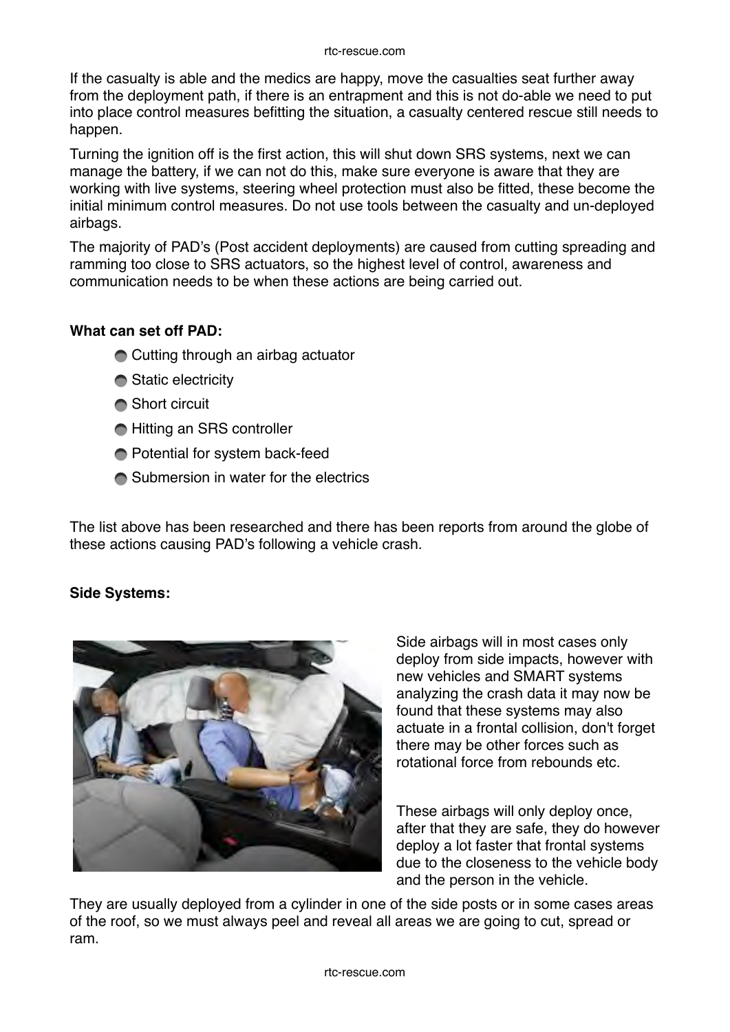If the casualty is able and the medics are happy, move the casualties seat further away from the deployment path, if there is an entrapment and this is not do-able we need to put into place control measures befitting the situation, a casualty centered rescue still needs to happen.

Turning the ignition off is the first action, this will shut down SRS systems, next we can manage the battery, if we can not do this, make sure everyone is aware that they are working with live systems, steering wheel protection must also be fitted, these become the initial minimum control measures. Do not use tools between the casualty and un-deployed airbags.

The majority of PAD's (Post accident deployments) are caused from cutting spreading and ramming too close to SRS actuators, so the highest level of control, awareness and communication needs to be when these actions are being carried out.

**What can set off PAD:**

- Cutting through an airbag actuator
- Static electricity
- Short circuit
- Hitting an SRS controller
- Potential for system back-feed
- Submersion in water for the electrics

The list above has been researched and there has been reports from around the globe of these actions causing PAD's following a vehicle crash.

**Side Systems:**

Side airbags will in most cases only deploy from side impacts, however with new vehicles and SMART systems analyzing the crash data it may now be found that these systems may also actuate in a frontal collision, don't forget there may be other forces such as rotational force from rebounds etc.

These airbags will only deploy once, after that they are safe, they do however deploy a lot faster that frontal systems due to the closeness to the vehicle body and the person in the vehicle.

They are usually deployed from a cylinder in one of the side posts or in some cases areas of the roof, so we must always peel and reveal all areas we are going to cut, spread or ram.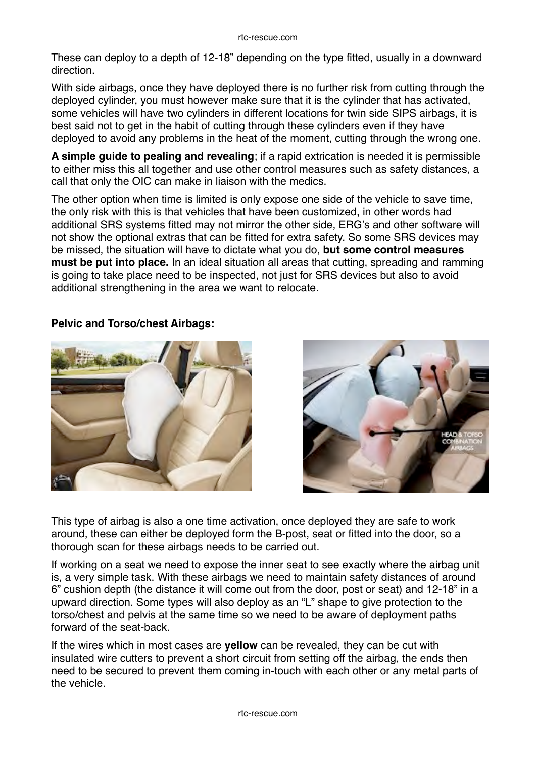These can deploy to a depth of 12-18" depending on the type fitted, usually in a downward direction.

With side airbags, once they have deployed there is no further risk from cutting through the deployed cylinder, you must however make sure that it is the cylinder that has activated, some vehicles will have two cylinders in different locations for twin side SIPS airbags, it is best said not to get in the habit of cutting through these cylinders even if they have deployed to avoid any problems in the heat of the moment, cutting through the wrong one.

**A simple guide to pealing and revealing**; if a rapid extrication is needed it is permissible to either miss this all together and use other control measures such as safety distances, a call that only the OIC can make in liaison with the medics.

The other option when time is limited is only expose one side of the vehicle to save time, the only risk with this is that vehicles that have been customized, in other words had additional SRS systems fitted may not mirror the other side, ERG's and other software will not show the optional extras that can be fitted for extra safety. So some SRS devices may be missed, the situation will have to dictate what you do, **but some control measures must be put into place.** In an ideal situation all areas that cutting, spreading and ramming is going to take place need to be inspected, not just for SRS devices but also to avoid additional strengthening in the area we want to relocate.

**Pelvic and Torso/chest Airbags:**

This type of airbag is also a one time activation, once deployed they are safe to work around, these can either be deployed form the B-post, seat or fitted into the door, so a thorough scan for these airbags needs to be carried out.

If working on a seat we need to expose the inner seat to see exactly where the airbag unit is, a very simple task. With these airbags we need to maintain safety distances of around 6" cushion depth (the distance it will come out from the door, post or seat) and 12-18" in a upward direction. Some types will also deploy as an "L" shape to give protection to the torso/chest and pelvis at the same time so we need to be aware of deployment paths forward of the seat-back.

If the wires which in most cases are **yellow** can be revealed, they can be cut with insulated wire cutters to prevent a short circuit from setting off the airbag, the ends then need to be secured to prevent them coming in-touch with each other or any metal parts of the vehicle.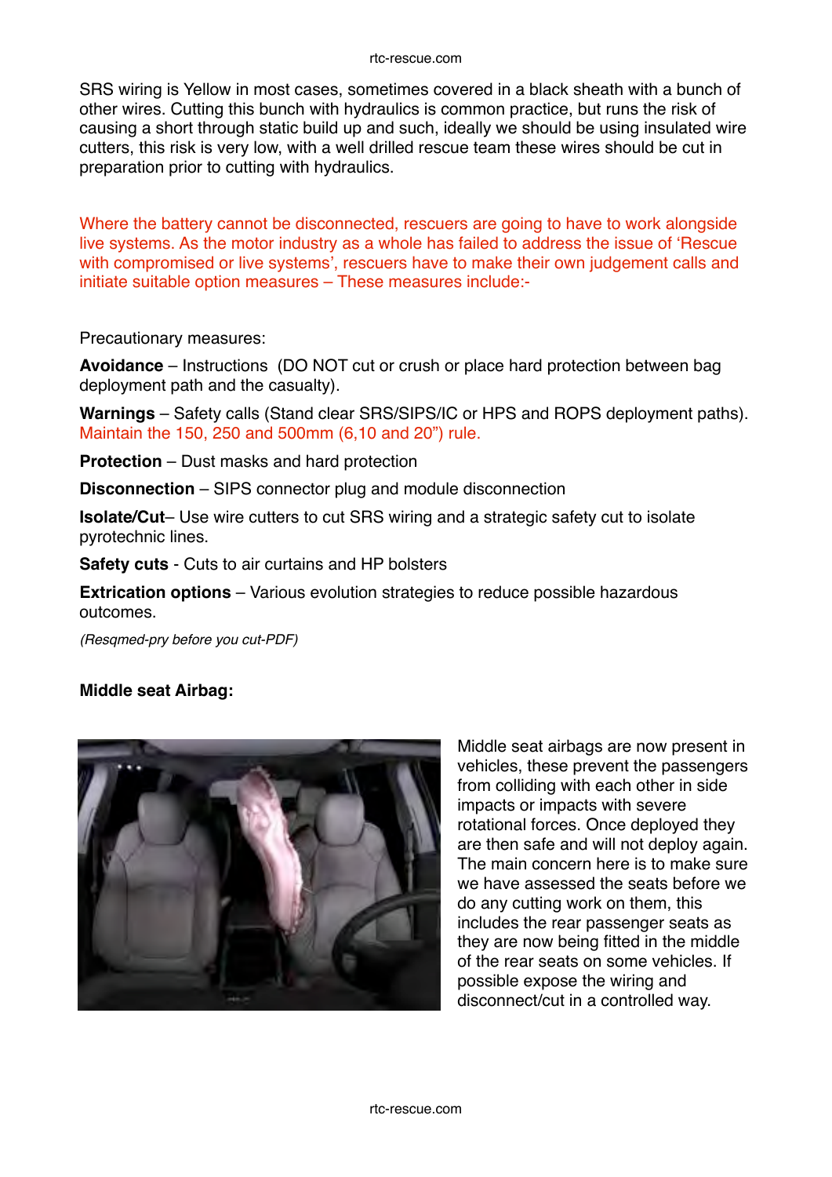SRS wiring is Yellow in most cases, sometimes covered in a black sheath with a bunch of other wires. Cutting this bunch with hydraulics is common practice, but runs the risk of causing a short through static build up and such, ideally we should be using insulated wire cutters, this risk is very low, with a well drilled rescue team these wires should be cut in preparation prior to cutting with hydraulics.

Where the battery cannot be disconnected, rescuers are going to have to work alongside live systems. As the motor industry as a whole has failed to address the issue of 'Rescue with compromised or live systems', rescuers have to make their own judgement calls and initiate suitable option measures – These measures include:-

Precautionary measures:

**Avoidance** – Instructions (DO NOT cut or crush or place hard protection between bag deployment path and the casualty).

**Warnings** – Safety calls (Stand clear SRS/SIPS/IC or HPS and ROPS deployment paths). Maintain the 150, 250 and 500mm (6,10 and 20") rule.

**Protection** – Dust masks and hard protection

**Disconnection** – SIPS connector plug and module disconnection

**Isolate/Cut**– Use wire cutters to cut SRS wiring and a strategic safety cut to isolate pyrotechnic lines.

**Safety cuts** - Cuts to air curtains and HP bolsters

**Extrication options** – Various evolution strategies to reduce possible hazardous outcomes.

*(Resqmed-pry before you cut-PDF)*

**Middle seat Airbag:**

Middle seat airbags are now present in vehicles, these prevent the passengers from colliding with each other in side impacts or impacts with severe rotational forces. Once deployed they are then safe and will not deploy again. The main concern here is to make sure we have assessed the seats before we do any cutting work on them, this includes the rear passenger seats as they are now being fitted in the middle of the rear seats on some vehicles. If possible expose the wiring and disconnect/cut in a controlled way.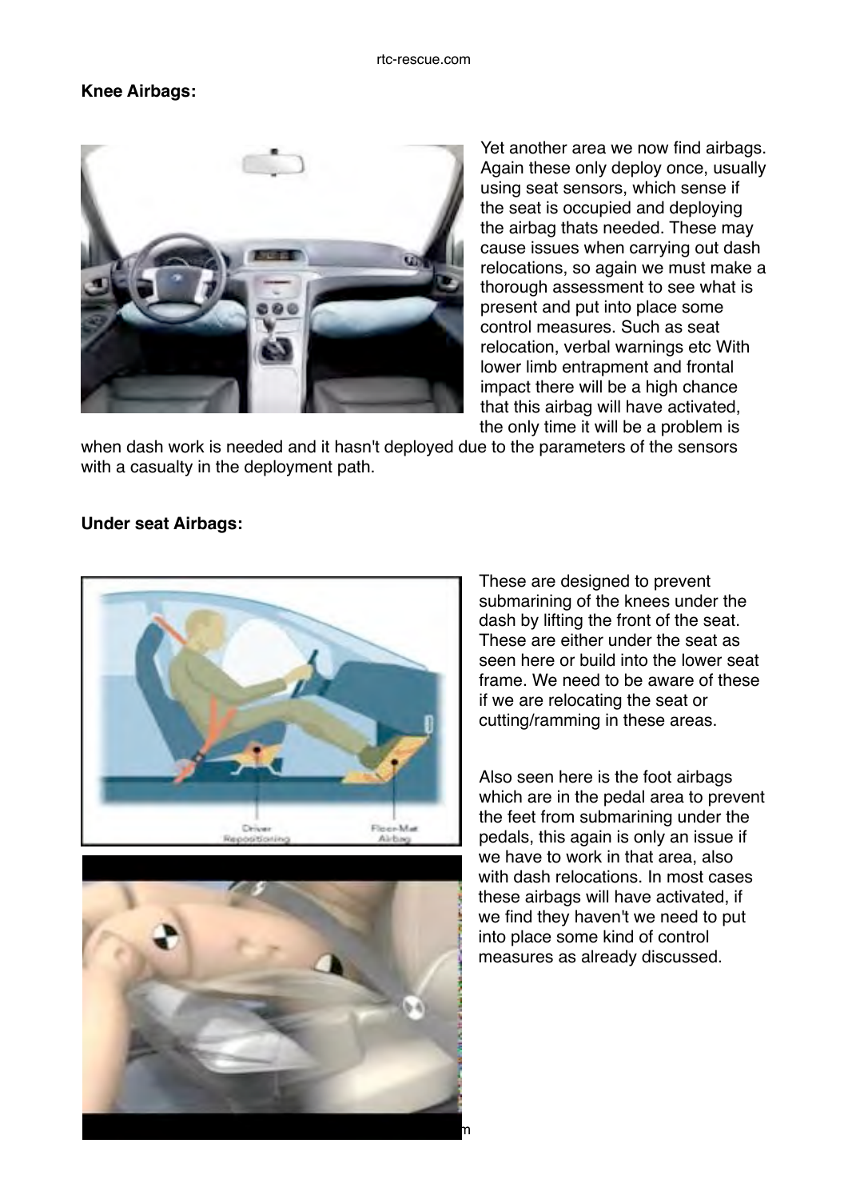**Knee Airbags:**

Yet another area we now find airbags. Again these only deploy once, usually using seat sensors, which sense if the seat is occupied and deploying the airbag thats needed. These may cause issues when carrying out dash relocations, so again we must make a thorough assessment to see what is present and put into place some control measures. Such as seat relocation, verbal warnings etc With lower limb entrapment and frontal impact there will be a high chance that this airbag will have activated, the only time it will be a problem is when dash work is needed and it hasn't deployed due to the parameters of the sensors with a casualty in the deployment path.

**Under seat Airbags:**

These are designed to prevent submarining of the knees under the dash by lifting the front of the seat. These are either under the seat as seen here or build into the lower seat frame. We need to be aware of these if we are relocating the seat or cutting/ramming in these areas.

Also seen here is the foot airbags which are in the pedal area to prevent the feet from submarining under the pedals, this again is only an issue if we have to work in that area, also with dash relocations. In most cases these airbags will have activated, if we find they haven't we need to put into place some kind of control measures as already discussed.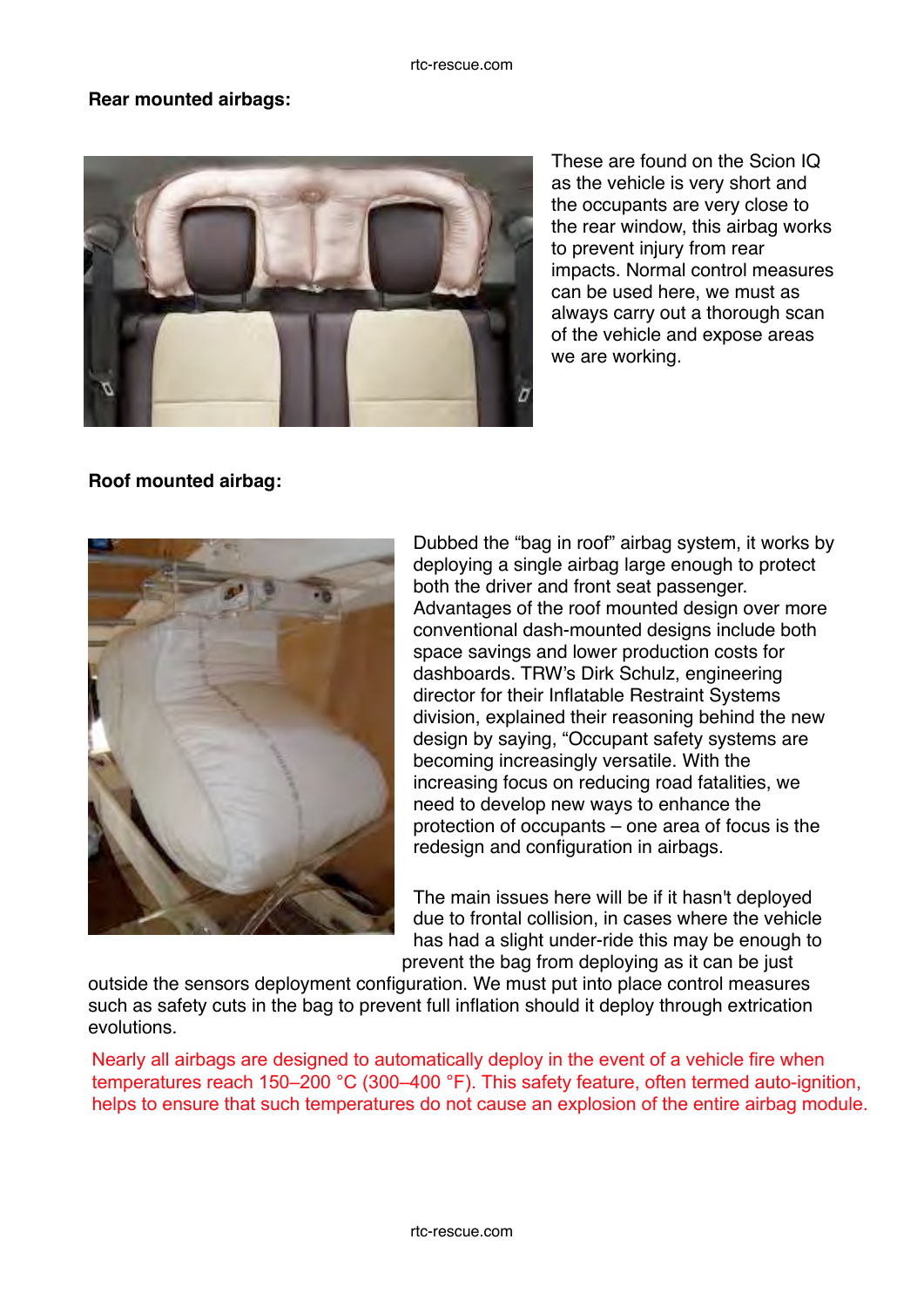**Rear mounted airbags:**

These are found on the Scion IQ as the vehicle is very short and the occupants are very close to the rear window, this airbag works to prevent injury from rear impacts. Normal control measures can be used here, we must as always carry out a thorough scan of the vehicle and expose areas we are working.

**Roof mounted airbag:**

Dubbed the "bag in roof" airbag system, it works by deploying a single airbag large enough to protect both the driver and front seat passenger. Advantages of the roof mounted design over more conventional dash-mounted designs include both space savings and lower production costs for dashboards. TRW's Dirk Schulz, engineering director for their Inflatable Restraint Systems division, explained their reasoning behind the new design by saying, "Occupant safety systems are becoming increasingly versatile. With the increasing focus on reducing road fatalities, we need to develop new ways to enhance the protection of occupants – one area of focus is the redesign and configuration in airbags.

The main issues here will be if it hasn't deployed due to frontal collision, in cases where the vehicle has had a slight under-ride this may be enough to prevent the bag from deploying as it can be just outside the sensors deployment configuration. We must put into place control measures such as safety cuts in the bag to prevent full inflation should it deploy through extrication evolutions.

Nearly all airbags are designed to automatically deploy in the event of a vehicle fire when temperatures reach 150–200 °C (300–400 °F). This safety feature, often termed auto-ignition, helps to ensure that such temperatures do not cause an explosion of the entire airbag module.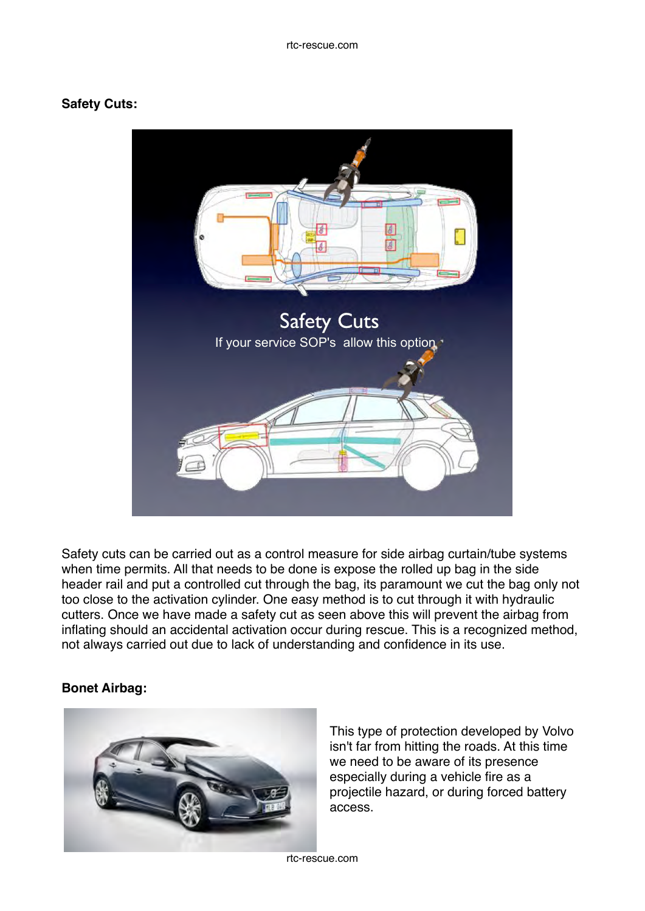**Safety Cuts:**

Safety cuts can be carried out as a control measure for side airbag curtain/tube systems when time permits. All that needs to be done is expose the rolled up bag in the side header rail and put a controlled cut through the bag, its paramount we cut the bag only not too close to the activation cylinder. One easy method is to cut through it with hydraulic cutters. Once we have made a safety cut as seen above this will prevent the airbag from inflating should an accidental activation occur during rescue. This is a recognized method, not always carried out due to lack of understanding and confidence in its use.

**Bonet Airbag:**

This type of protection developed by Volvo isn't far from hitting the roads. At this time we need to be aware of its presence especially during a vehicle fire as a projectile hazard, or during forced battery access.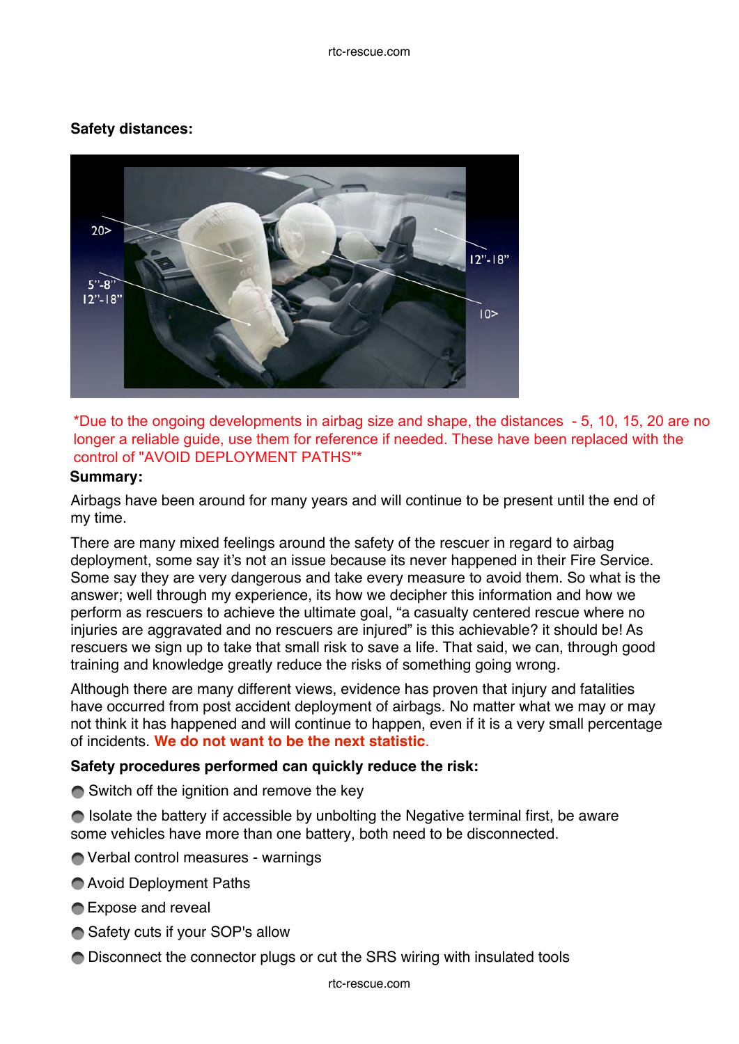**Safety distances:**

*Due to the ongoing developments in airbag size and shape, the distances - 5, 10, 15, 20 are no longer a reliable guide, use them for reference if needed. These have been replaced with the control of "AVOID DEPLOYMENT PATHS"*

**Summary:**

Airbags have been around for many years and will continue to be present until the end of my time.

There are many mixed feelings around the safety of the rescuer in regard to airbag deployment, some say it's not an issue because its never happened in their Fire Service. Some say they are very dangerous and take every measure to avoid them. So what is the answer; well through my experience, its how we decipher this information and how we perform as rescuers to achieve the ultimate goal, "a casualty centered rescue where no injuries are aggravated and no rescuers are injured" is this achievable? it should be! As rescuers we sign up to take that small risk to save a life. That said, we can, through good training and knowledge greatly reduce the risks of something going wrong.

Although there are many different views, evidence has proven that injury and fatalities have occurred from post accident deployment of airbags. No matter what we may or may not think it has happened and will continue to happen, even if it is a very small percentage of incidents. **We do not want to be the next statistic**.

**Safety procedures performed can quickly reduce the risk:**

- Switch off the ignition and remove the key
- Isolate the battery if accessible by unbolting the Negative terminal first, be aware some vehicles have more than one battery, both need to be disconnected.
- Verbal control measures - warnings
- Avoid Deployment Paths
- Expose and reveal
- Safety cuts if your SOP's allow
- Disconnect the connector plugs or cut the SRS wiring with insulated tools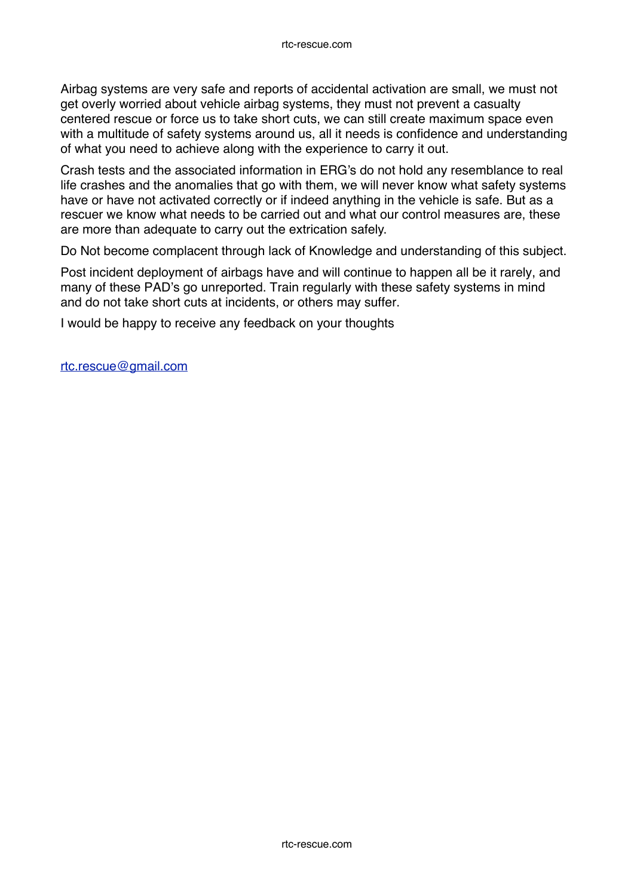Airbag systems are very safe and reports of accidental activation are small, we must not get overly worried about vehicle airbag systems, they must not prevent a casualty centered rescue or force us to take short cuts, we can still create maximum space even with a multitude of safety systems around us, all it needs is confidence and understanding of what you need to achieve along with the experience to carry it out.

Crash tests and the associated information in ERG's do not hold any resemblance to real life crashes and the anomalies that go with them, we will never know what safety systems have or have not activated correctly or if indeed anything in the vehicle is safe. But as a rescuer we know what needs to be carried out and what our control measures are, these are more than adequate to carry out the extrication safely.

Do Not become complacent through lack of Knowledge and understanding of this subject.

Post incident deployment of airbags have and will continue to happen all be it rarely, and many of these PAD's go unreported. Train regularly with these safety systems in mind and do not take short cuts at incidents, or others may suffer.

I would be happy to receive any feedback on your thoughts

rtc.rescue@gmail.com